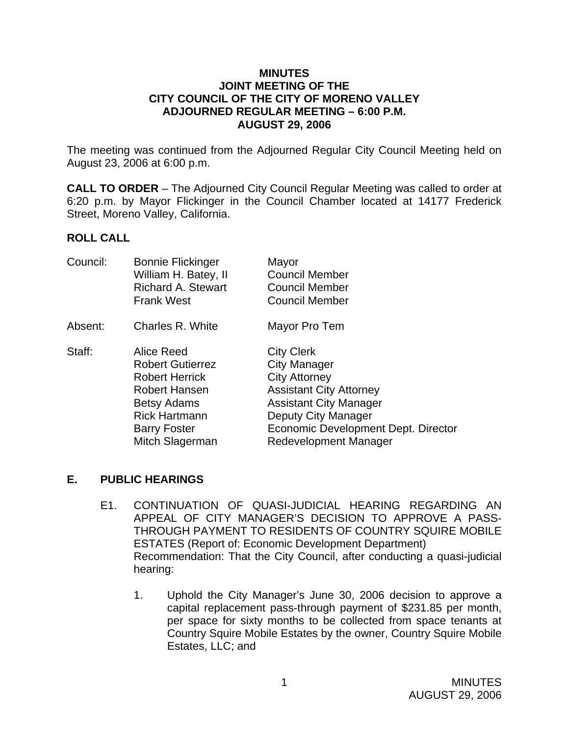**MINUTES**
**JOINT MEETING OF THE**
**CITY COUNCIL OF THE CITY OF MORENO VALLEY**
**ADJOURNED REGULAR MEETING – 6:00 P.M.**
**AUGUST 29, 2006**

The meeting was continued from the Adjourned Regular City Council Meeting held on August 23, 2006 at 6:00 p.m.

**CALL TO ORDER** – The Adjourned City Council Regular Meeting was called to order at 6:20 p.m. by Mayor Flickinger in the Council Chamber located at 14177 Frederick Street, Moreno Valley, California.

## ROLL CALL

| | | |
|---|---|---|
| Council: | Bonnie Flickinger | Mayor |
| | William H. Batey, II | Council Member |
| | Richard A. Stewart | Council Member |
| | Frank West | Council Member |
| Absent: | Charles R. White | Mayor Pro Tem |
| Staff: | Alice Reed | City Clerk |
| | Robert Gutierrez | City Manager |
| | Robert Herrick | City Attorney |
| | Robert Hansen | Assistant City Attorney |
| | Betsy Adams | Assistant City Manager |
| | Rick Hartmann | Deputy City Manager |
| | Barry Foster | Economic Development Dept. Director |
| | Mitch Slagerman | Redevelopment Manager |

## E. PUBLIC HEARINGS

E1. CONTINUATION OF QUASI-JUDICIAL HEARING REGARDING AN APPEAL OF CITY MANAGER'S DECISION TO APPROVE A PASS-THROUGH PAYMENT TO RESIDENTS OF COUNTRY SQUIRE MOBILE ESTATES (Report of: Economic Development Department)
Recommendation: That the City Council, after conducting a quasi-judicial hearing:

1. Uphold the City Manager's June 30, 2006 decision to approve a capital replacement pass-through payment of $231.85 per month, per space for sixty months to be collected from space tenants at Country Squire Mobile Estates by the owner, Country Squire Mobile Estates, LLC; and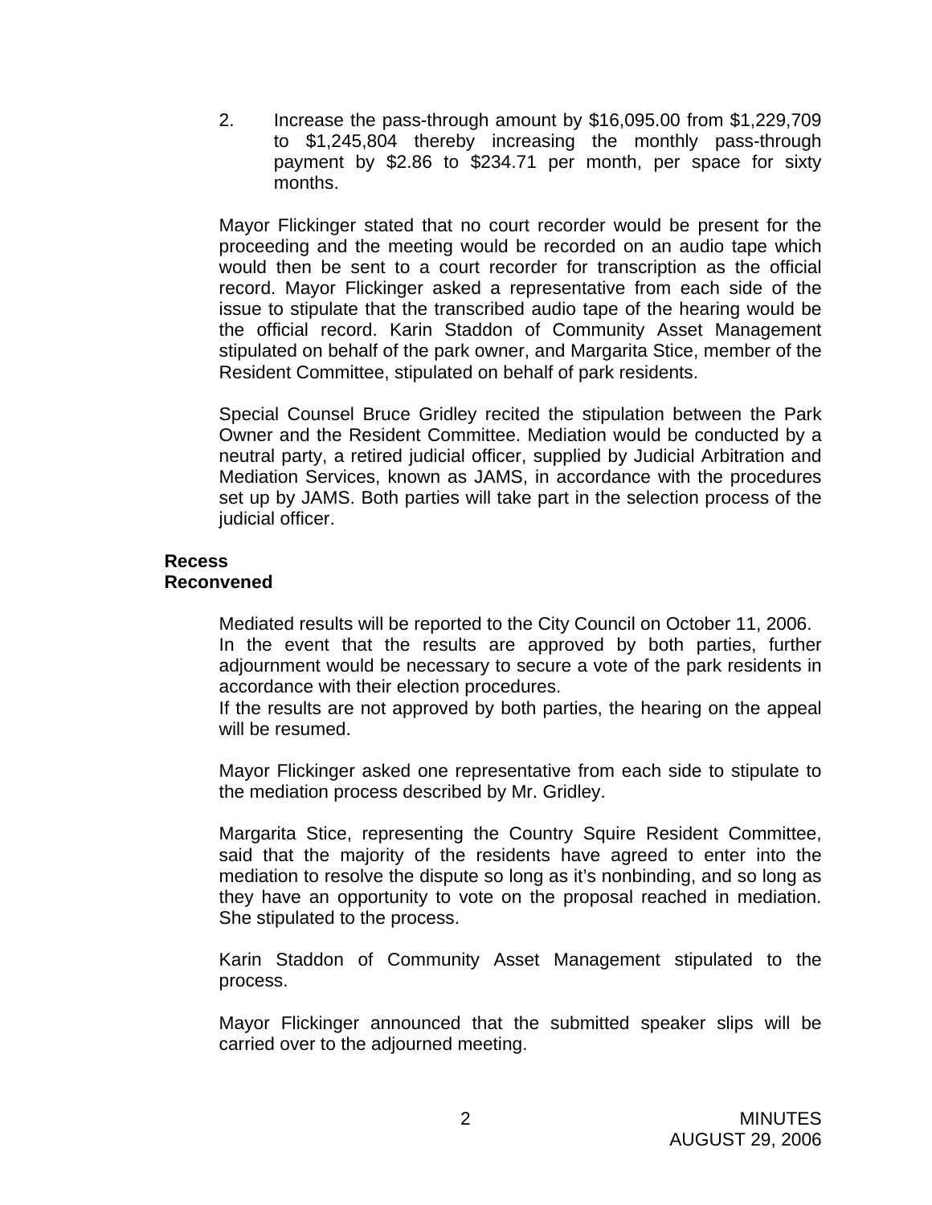2. Increase the pass-through amount by $16,095.00 from $1,229,709 to $1,245,804 thereby increasing the monthly pass-through payment by $2.86 to $234.71 per month, per space for sixty months.

Mayor Flickinger stated that no court recorder would be present for the proceeding and the meeting would be recorded on an audio tape which would then be sent to a court recorder for transcription as the official record. Mayor Flickinger asked a representative from each side of the issue to stipulate that the transcribed audio tape of the hearing would be the official record. Karin Staddon of Community Asset Management stipulated on behalf of the park owner, and Margarita Stice, member of the Resident Committee, stipulated on behalf of park residents.

Special Counsel Bruce Gridley recited the stipulation between the Park Owner and the Resident Committee. Mediation would be conducted by a neutral party, a retired judicial officer, supplied by Judicial Arbitration and Mediation Services, known as JAMS, in accordance with the procedures set up by JAMS. Both parties will take part in the selection process of the judicial officer.

**Recess**
**Reconvened**

Mediated results will be reported to the City Council on October 11, 2006.
In the event that the results are approved by both parties, further adjournment would be necessary to secure a vote of the park residents in accordance with their election procedures.
If the results are not approved by both parties, the hearing on the appeal will be resumed.

Mayor Flickinger asked one representative from each side to stipulate to the mediation process described by Mr. Gridley.

Margarita Stice, representing the Country Squire Resident Committee, said that the majority of the residents have agreed to enter into the mediation to resolve the dispute so long as it's nonbinding, and so long as they have an opportunity to vote on the proposal reached in mediation. She stipulated to the process.

Karin Staddon of Community Asset Management stipulated to the process.

Mayor Flickinger announced that the submitted speaker slips will be carried over to the adjourned meeting.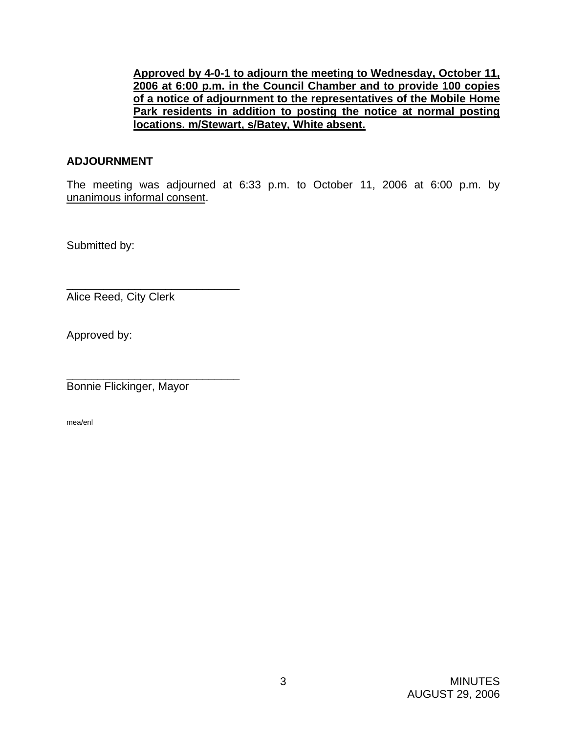**Approved by 4-0-1 to adjourn the meeting to Wednesday, October 11, 2006 at 6:00 p.m. in the Council Chamber and to provide 100 copies of a notice of adjournment to the representatives of the Mobile Home Park residents in addition to posting the notice at normal posting locations. m/Stewart, s/Batey, White absent.**

## ADJOURNMENT

The meeting was adjourned at 6:33 p.m. to October 11, 2006 at 6:00 p.m. by unanimous informal consent.

Submitted by:

_____________________________
Alice Reed, City Clerk

Approved by:

_____________________________
Bonnie Flickinger, Mayor

mea/enl